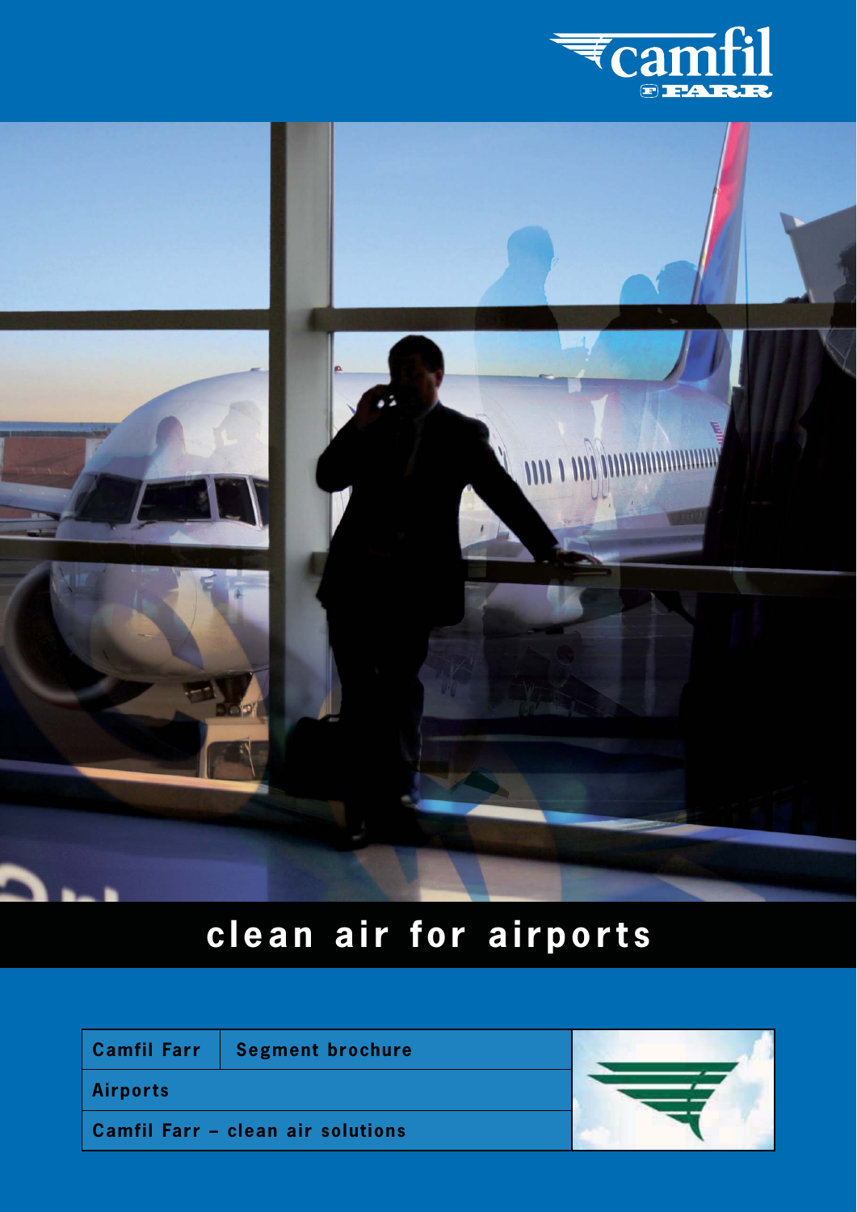camfil FARR

# clean air for airports

| Camfil Farr | Segment brochure |
|---|---|
| Airports | |
| Camfil Farr – clean air solutions | |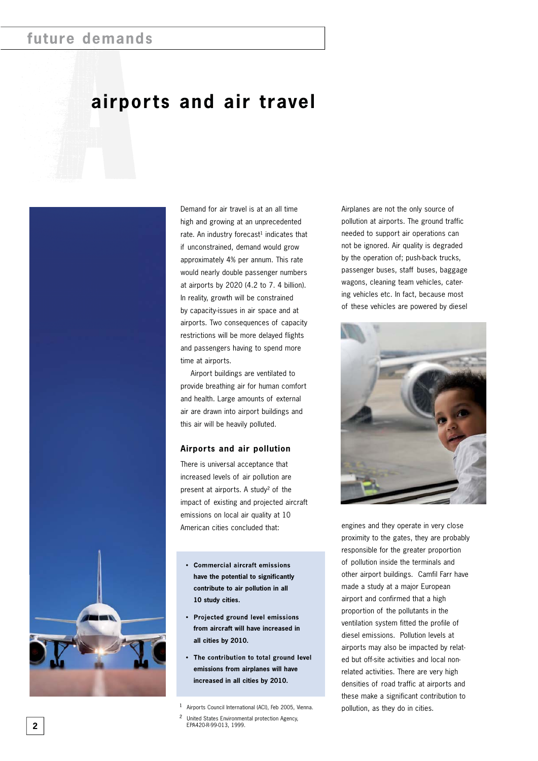# airports and air travel

Demand for air travel is at an all time high and growing at an unprecedented rate. An industry forecast[1] indicates that if unconstrained, demand would grow approximately 4% per annum. This rate would nearly double passenger numbers at airports by 2020 (4.2 to 7. 4 billion). In reality, growth will be constrained by capacity-issues in air space and at airports. Two consequences of capacity restrictions will be more delayed flights and passengers having to spend more time at airports.

Airport buildings are ventilated to provide breathing air for human comfort and health. Large amounts of external air are drawn into airport buildings and this air will be heavily polluted.

## Airports and air pollution

There is universal acceptance that increased levels of air pollution are present at airports. A study[2] of the impact of existing and projected aircraft emissions on local air quality at 10 American cities concluded that:

- **Commercial aircraft emissions have the potential to significantly contribute to air pollution in all 10 study cities.**
- **Projected ground level emissions from aircraft will have increased in all cities by 2010.**
- **The contribution to total ground level emissions from airplanes will have increased in all cities by 2010.**

[1] Airports Council International (ACI), Feb 2005, Vienna.

[2] United States Environmental protection Agency, EPA420-R-99-013, 1999.

Airplanes are not the only source of pollution at airports. The ground traffic needed to support air operations can not be ignored. Air quality is degraded by the operation of; push-back trucks, passenger buses, staff buses, baggage wagons, cleaning team vehicles, catering vehicles etc. In fact, because most of these vehicles are powered by diesel engines and they operate in very close proximity to the gates, they are probably responsible for the greater proportion of pollution inside the terminals and other airport buildings. Camfil Farr have made a study at a major European airport and confirmed that a high proportion of the pollutants in the ventilation system fitted the profile of diesel emissions. Pollution levels at airports may also be impacted by related but off-site activities and local non-related activities. There are very high densities of road traffic at airports and these make a significant contribution to pollution, as they do in cities.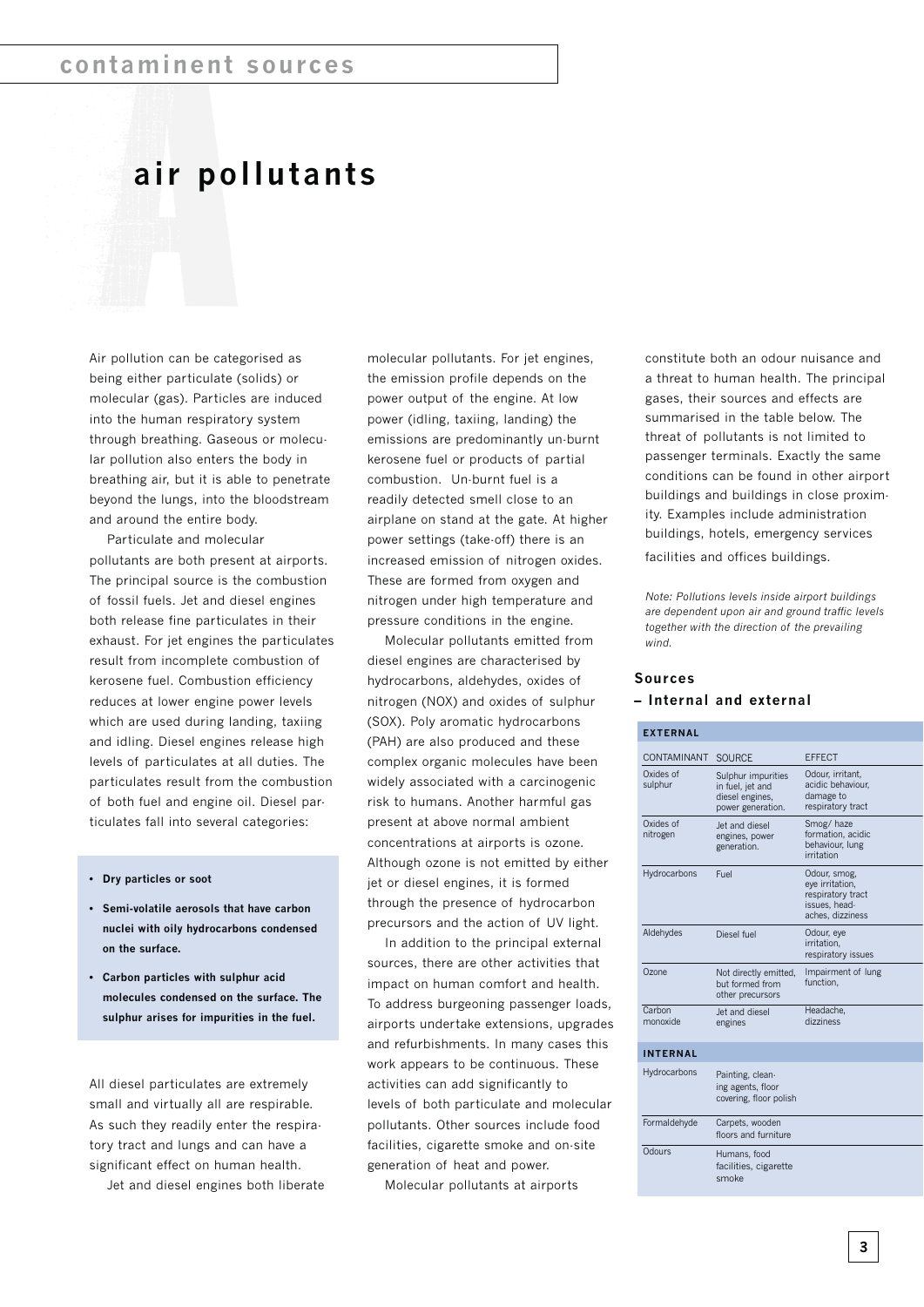## air pollutants

Air pollution can be categorised as being either particulate (solids) or molecular (gas). Particles are induced into the human respiratory system through breathing. Gaseous or molecular pollution also enters the body in breathing air, but it is able to penetrate beyond the lungs, into the bloodstream and around the entire body.

Particulate and molecular pollutants are both present at airports. The principal source is the combustion of fossil fuels. Jet and diesel engines both release fine particulates in their exhaust. For jet engines the particulates result from incomplete combustion of kerosene fuel. Combustion efficiency reduces at lower engine power levels which are used during landing, taxiing and idling. Diesel engines release high levels of particulates at all duties. The particulates result from the combustion of both fuel and engine oil. Diesel particulates fall into several categories:

- **Dry particles or soot**
- **Semi-volatile aerosols that have carbon nuclei with oily hydrocarbons condensed on the surface.**
- **Carbon particles with sulphur acid molecules condensed on the surface. The sulphur arises for impurities in the fuel.**

All diesel particulates are extremely small and virtually all are respirable. As such they readily enter the respiratory tract and lungs and can have a significant effect on human health.

Jet and diesel engines both liberate molecular pollutants. For jet engines, the emission profile depends on the power output of the engine. At low power (idling, taxiing, landing) the emissions are predominantly un-burnt kerosene fuel or products of partial combustion. Un-burnt fuel is a readily detected smell close to an airplane on stand at the gate. At higher power settings (take-off) there is an increased emission of nitrogen oxides. These are formed from oxygen and nitrogen under high temperature and pressure conditions in the engine.

Molecular pollutants emitted from diesel engines are characterised by hydrocarbons, aldehydes, oxides of nitrogen (NOX) and oxides of sulphur (SOX). Poly aromatic hydrocarbons (PAH) are also produced and these complex organic molecules have been widely associated with a carcinogenic risk to humans. Another harmful gas present at above normal ambient concentrations at airports is ozone. Although ozone is not emitted by either jet or diesel engines, it is formed through the presence of hydrocarbon precursors and the action of UV light.

In addition to the principal external sources, there are other activities that impact on human comfort and health. To address burgeoning passenger loads, airports undertake extensions, upgrades and refurbishments. In many cases this work appears to be continuous. These activities can add significantly to levels of both particulate and molecular pollutants. Other sources include food facilities, cigarette smoke and on-site generation of heat and power.

Molecular pollutants at airports constitute both an odour nuisance and a threat to human health. The principal gases, their sources and effects are summarised in the table below. The threat of pollutants is not limited to passenger terminals. Exactly the same conditions can be found in other airport buildings and buildings in close proximity. Examples include administration buildings, hotels, emergency services facilities and offices buildings.

*Note: Pollutions levels inside airport buildings are dependent upon air and ground traffic levels together with the direction of the prevailing wind.*

### Sources – Internal and external

| CONTAMINANT | SOURCE | EFFECT |
|---|---|---|
| **EXTERNAL** | | |
| Oxides of sulphur | Sulphur impurities in fuel, jet and diesel engines, power generation. | Odour, irritant, acidic behaviour, damage to respiratory tract |
| Oxides of nitrogen | Jet and diesel engines, power generation. | Smog/ haze formation, acidic behaviour, lung irritation |
| Hydrocarbons | Fuel | Odour, smog, eye irritation, respiratory tract issues, head-aches, dizziness |
| Aldehydes | Diesel fuel | Odour, eye irritation, respiratory issues |
| Ozone | Not directly emitted, but formed from other precursors | Impairment of lung function, |
| Carbon monoxide | Jet and diesel engines | Headache, dizziness |
| **INTERNAL** | | |
| Hydrocarbons | Painting, cleaning agents, floor covering, floor polish | |
| Formaldehyde | Carpets, wooden floors and furniture | |
| Odours | Humans, food facilities, cigarette smoke | |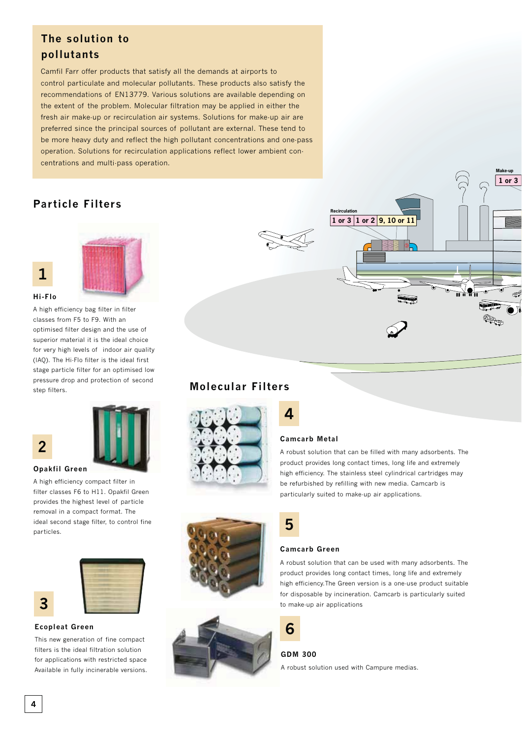## The solution to pollutants

Camfil Farr offer products that satisfy all the demands at airports to control particulate and molecular pollutants. These products also satisfy the recommendations of EN13779. Various solutions are available depending on the extent of the problem. Molecular filtration may be applied in either the fresh air make-up or recirculation air systems. Solutions for make-up air are preferred since the principal sources of pollutant are external. These tend to be more heavy duty and reflect the high pollutant concentrations and one-pass operation. Solutions for recirculation applications reflect lower ambient concentrations and multi-pass operation.

Recirculation: 1 or 3 | 1 or 2 | 9, 10 or 11

Make-up: 1 or 3

## Particle Filters

### 1

**Hi-Flo**

A high efficiency bag filter in filter classes from F5 to F9. With an optimised filter design and the use of superior material it is the ideal choice for very high levels of indoor air quality (IAQ). The Hi-Flo filter is the ideal first stage particle filter for an optimised low pressure drop and protection of second step filters.

### 2

**Opakfil Green**

A high efficiency compact filter in filter classes F6 to H11. Opakfil Green provides the highest level of particle removal in a compact format. The ideal second stage filter, to control fine particles.

### 3

**Ecopleat Green**

This new generation of fine compact filters is the ideal filtration solution for applications with restricted space Available in fully incinerable versions.

## Molecular Filters

### 4

**Camcarb Metal**

A robust solution that can be filled with many adsorbents. The product provides long contact times, long life and extremely high efficiency. The stainless steel cylindrical cartridges may be refurbished by refilling with new media. Camcarb is particularly suited to make-up air applications.

### 5

**Camcarb Green**

A robust solution that can be used with many adsorbents. The product provides long contact times, long life and extremely high efficiency.The Green version is a one-use product suitable for disposable by incineration. Camcarb is particularly suited to make-up air applications

### 6

**GDM 300**

A robust solution used with Campure medias.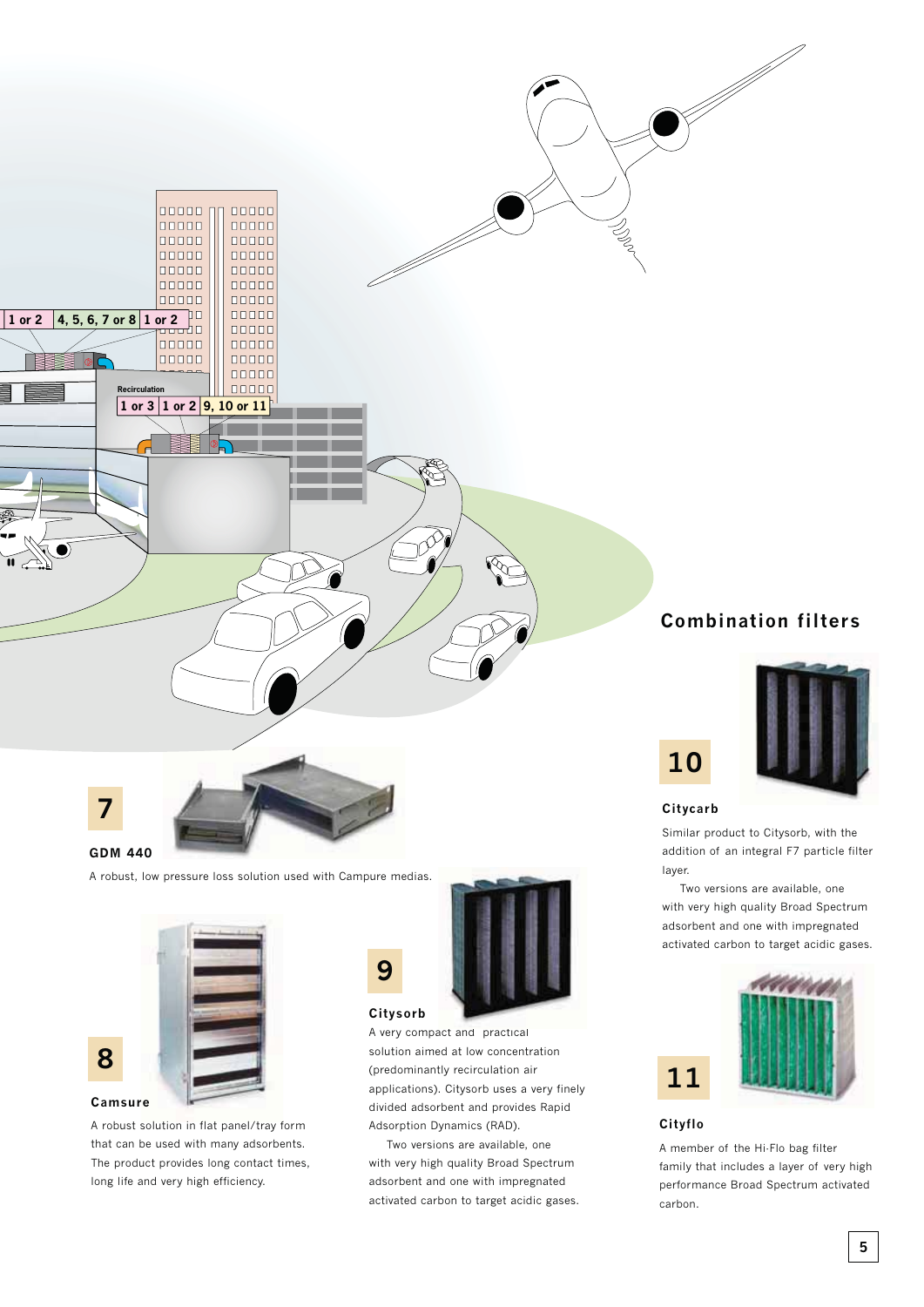## 7

### GDM 440

A robust, low pressure loss solution used with Campure medias.

## 8

### Camsure

A robust solution in flat panel/tray form that can be used with many adsorbents. The product provides long contact times, long life and very high efficiency.

## 9

### Citysorb

A very compact and practical solution aimed at low concentration (predominantly recirculation air applications). Citysorb uses a very finely divided adsorbent and provides Rapid Adsorption Dynamics (RAD).

Two versions are available, one with very high quality Broad Spectrum adsorbent and one with impregnated activated carbon to target acidic gases.

# Combination filters

## 10

### Citycarb

Similar product to Citysorb, with the addition of an integral F7 particle filter layer.

Two versions are available, one with very high quality Broad Spectrum adsorbent and one with impregnated activated carbon to target acidic gases.

## 11

### Cityflo

A member of the Hi-Flo bag filter family that includes a layer of very high performance Broad Spectrum activated carbon.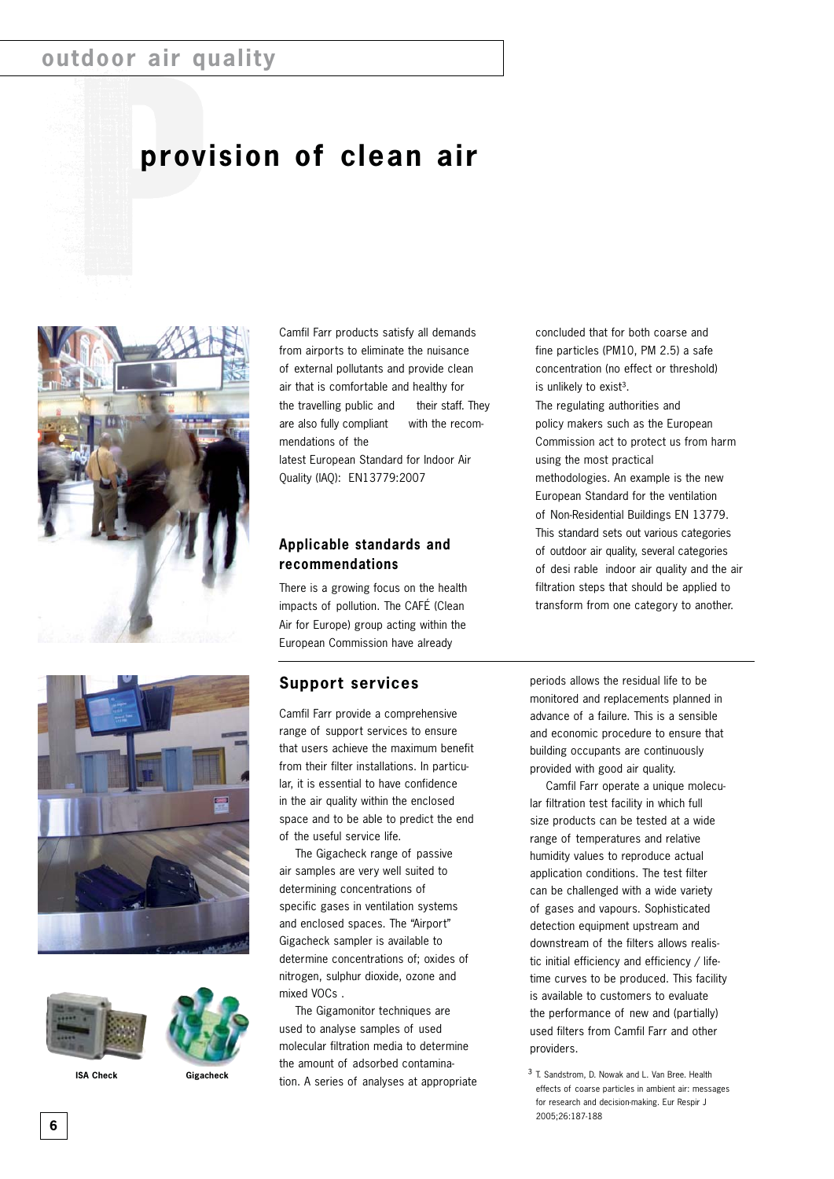# provision of clean air

Camfil Farr products satisfy all demands from airports to eliminate the nuisance of external pollutants and provide clean air that is comfortable and healthy for the travelling public and their staff. They are also fully compliant with the recommendations of the latest European Standard for Indoor Air Quality (IAQ): EN13779:2007

## Applicable standards and recommendations

There is a growing focus on the health impacts of pollution. The CAFÉ (Clean Air for Europe) group acting within the European Commission have already concluded that for both coarse and fine particles (PM10, PM 2.5) a safe concentration (no effect or threshold) is unlikely to exist[3].

The regulating authorities and policy makers such as the European Commission act to protect us from harm using the most practical methodologies. An example is the new European Standard for the ventilation of Non-Residential Buildings EN 13779. This standard sets out various categories of outdoor air quality, several categories of desi rable indoor air quality and the air filtration steps that should be applied to transform from one category to another.

## Support services

Camfil Farr provide a comprehensive range of support services to ensure that users achieve the maximum benefit from their filter installations. In particular, it is essential to have confidence in the air quality within the enclosed space and to be able to predict the end of the useful service life.

The Gigacheck range of passive air samples are very well suited to determining concentrations of specific gases in ventilation systems and enclosed spaces. The "Airport" Gigacheck sampler is available to determine concentrations of; oxides of nitrogen, sulphur dioxide, ozone and mixed VOCs .

The Gigamonitor techniques are used to analyse samples of used molecular filtration media to determine the amount of adsorbed contamination. A series of analyses at appropriate periods allows the residual life to be monitored and replacements planned in advance of a failure. This is a sensible and economic procedure to ensure that building occupants are continuously provided with good air quality.

Camfil Farr operate a unique molecular filtration test facility in which full size products can be tested at a wide range of temperatures and relative humidity values to reproduce actual application conditions. The test filter can be challenged with a wide variety of gases and vapours. Sophisticated detection equipment upstream and downstream of the filters allows realistic initial efficiency and efficiency / lifetime curves to be produced. This facility is available to customers to evaluate the performance of new and (partially) used filters from Camfil Farr and other providers.

ISA Check

Gigacheck

[3] T. Sandstrom, D. Nowak and L. Van Bree. Health effects of coarse particles in ambient air: messages for research and decision-making. Eur Respir J 2005;26:187-188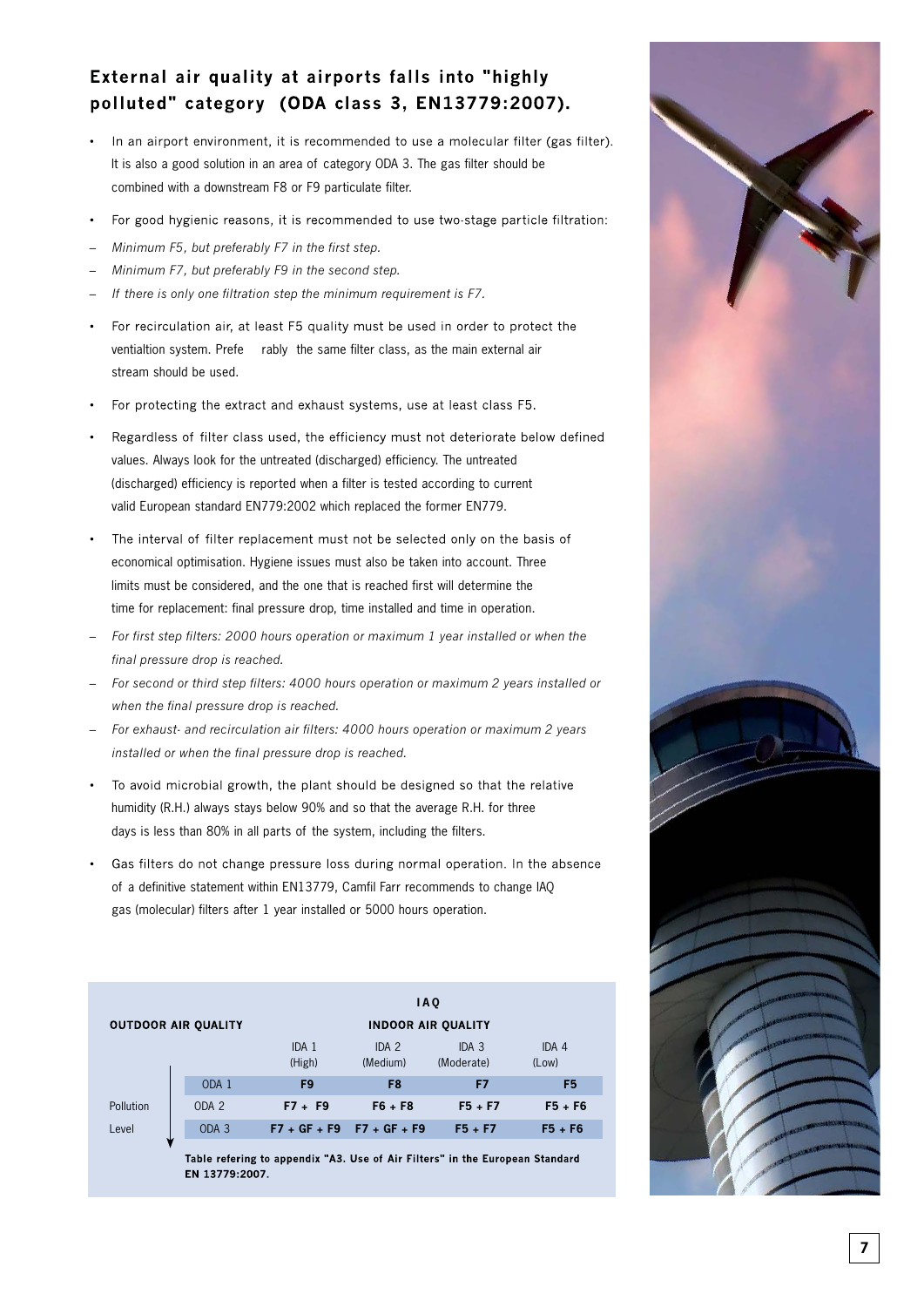## External air quality at airports falls into "highly polluted" category (ODA class 3, EN13779:2007).

- In an airport environment, it is recommended to use a molecular filter (gas filter). It is also a good solution in an area of category ODA 3. The gas filter should be combined with a downstream F8 or F9 particulate filter.
- For good hygienic reasons, it is recommended to use two-stage particle filtration:
  - *Minimum F5, but preferably F7 in the first step.*
  - *Minimum F7, but preferably F9 in the second step.*
  - *If there is only one filtration step the minimum requirement is F7.*
- For recirculation air, at least F5 quality must be used in order to protect the ventialtion system. Prefe rably the same filter class, as the main external air stream should be used.
- For protecting the extract and exhaust systems, use at least class F5.
- Regardless of filter class used, the efficiency must not deteriorate below defined values. Always look for the untreated (discharged) efficiency. The untreated (discharged) efficiency is reported when a filter is tested according to current valid European standard EN779:2002 which replaced the former EN779.
- The interval of filter replacement must not be selected only on the basis of economical optimisation. Hygiene issues must also be taken into account. Three limits must be considered, and the one that is reached first will determine the time for replacement: final pressure drop, time installed and time in operation.
  - *For first step filters: 2000 hours operation or maximum 1 year installed or when the final pressure drop is reached.*
  - *For second or third step filters: 4000 hours operation or maximum 2 years installed or when the final pressure drop is reached.*
  - *For exhaust- and recirculation air filters: 4000 hours operation or maximum 2 years installed or when the final pressure drop is reached.*
- To avoid microbial growth, the plant should be designed so that the relative humidity (R.H.) always stays below 90% and so that the average R.H. for three days is less than 80% in all parts of the system, including the filters.
- Gas filters do not change pressure loss during normal operation. In the absence of a definitive statement within EN13779, Camfil Farr recommends to change IAQ gas (molecular) filters after 1 year installed or 5000 hours operation.

| OUTDOOR AIR QUALITY | | IAQ INDOOR AIR QUALITY | | | |
|---|---|---|---|---|---|
| | | IDA 1 (High) | IDA 2 (Medium) | IDA 3 (Moderate) | IDA 4 (Low) |
| Pollution Level | ODA 1 | **F9** | **F8** | **F7** | **F5** |
| | ODA 2 | **F7 + F9** | **F6 + F8** | **F5 + F7** | **F5 + F6** |
| | ODA 3 | **F7 + GF + F9** | **F7 + GF + F9** | **F5 + F7** | **F5 + F6** |

**Table refering to appendix "A3. Use of Air Filters" in the European Standard EN 13779:2007.**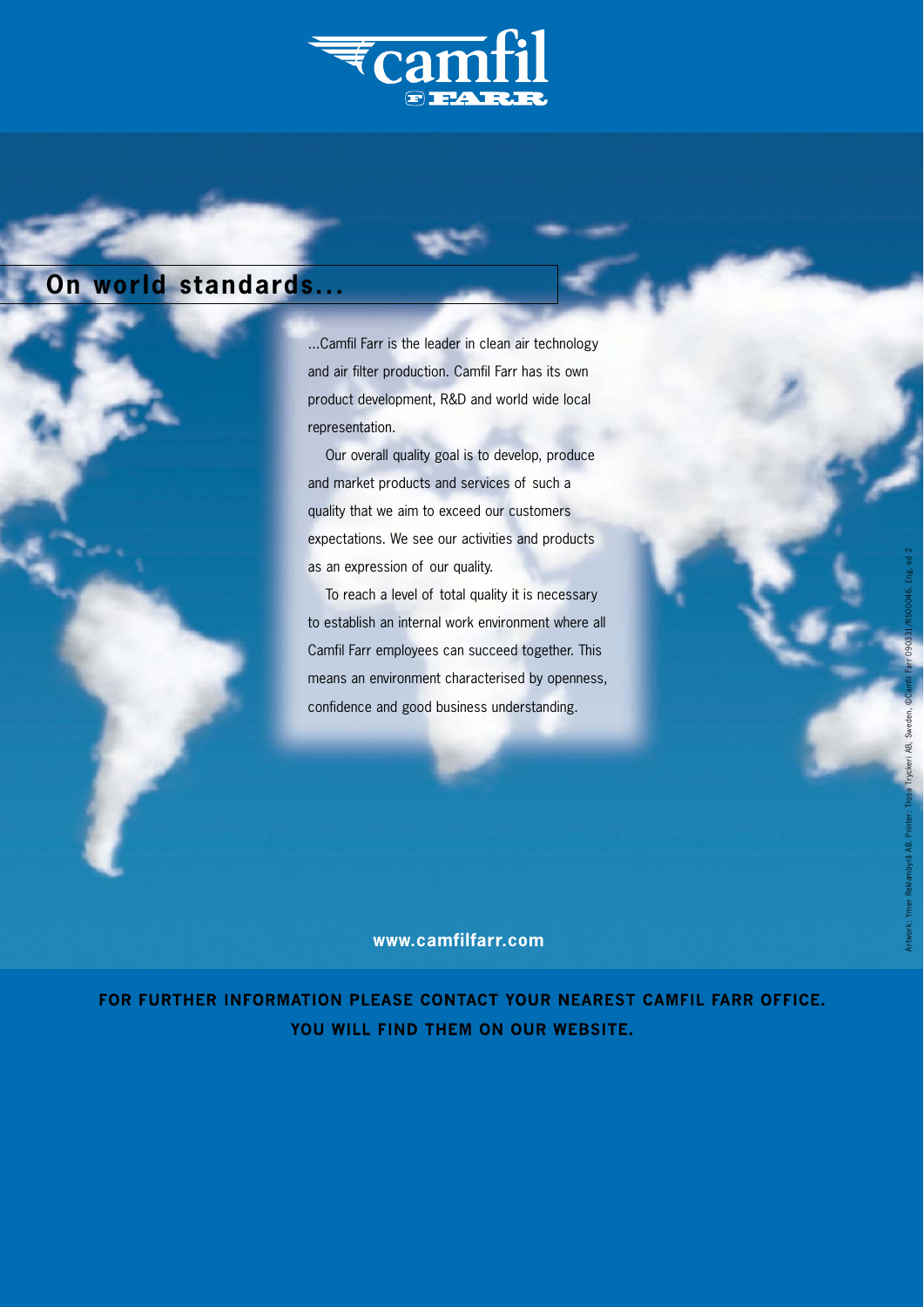# On world standards...

...Camfil Farr is the leader in clean air technology and air filter production. Camfil Farr has its own product development, R&D and world wide local representation.

Our overall quality goal is to develop, produce and market products and services of such a quality that we aim to exceed our customers expectations. We see our activities and products as an expression of our quality.

To reach a level of total quality it is necessary to establish an internal work environment where all Camfil Farr employees can succeed together. This means an environment characterised by openness, confidence and good business understanding.

**www.camfilfarr.com**

**FOR FURTHER INFORMATION PLEASE CONTACT YOUR NEAREST CAMFIL FARR OFFICE. YOU WILL FIND THEM ON OUR WEBSITE.**

Artwork: Ymer Reklambyrå AB. Printer: Trosa Tryckeri AB, Sweden, ©Camfil Farr 090331/R500046. Eng. ed 2